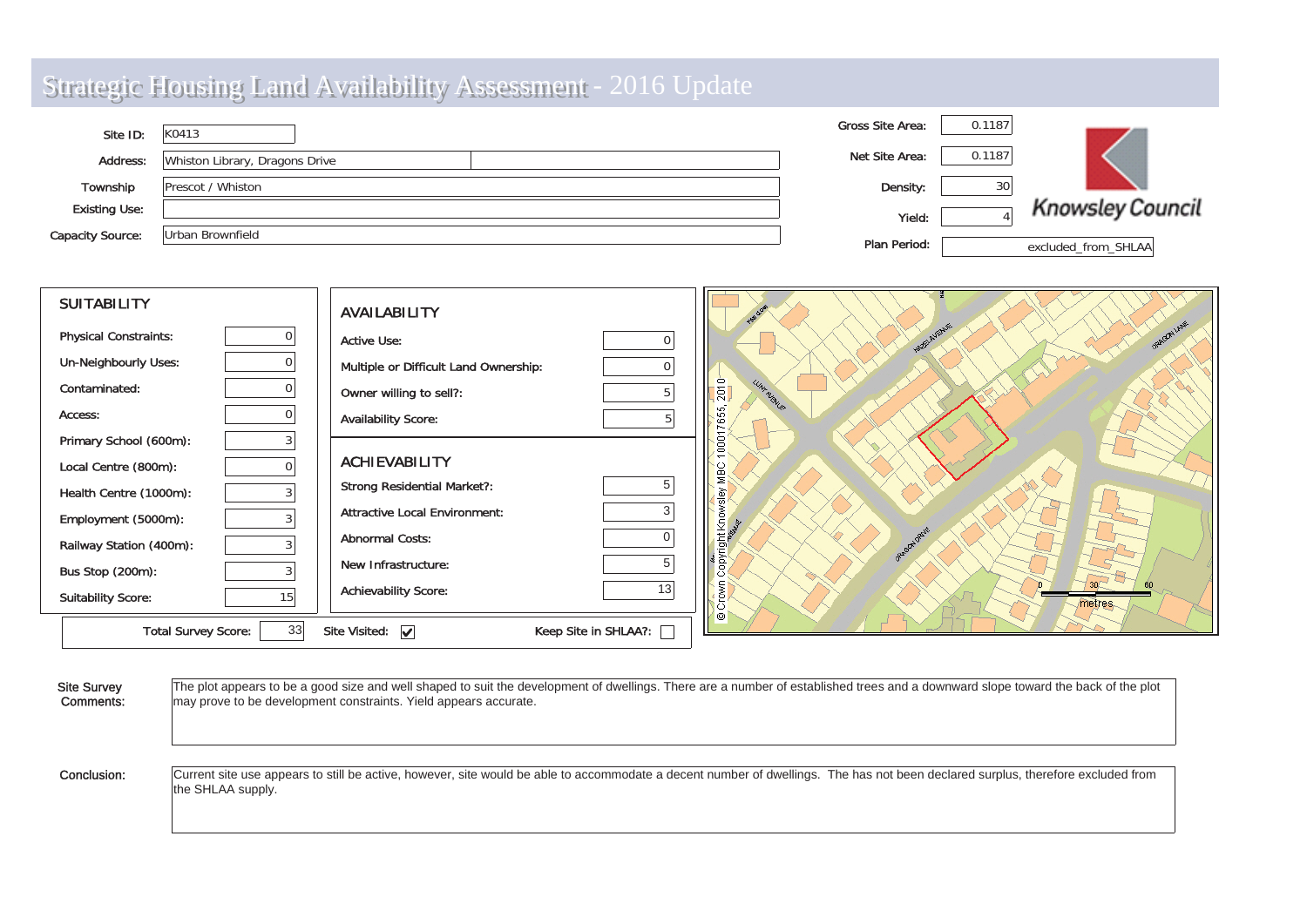# Strategic Housing Land Availability Assessment - 2016 Update

| | |
|---|---|
| Site ID: | K0413 |
| Address: | Whiston Library, Dragons Drive |
| Township | Prescot / Whiston |
| Existing Use: | |
| Capacity Source: | Urban Brownfield |

| | |
|---|---|
| Gross Site Area: | 0.1187 |
| Net Site Area: | 0.1187 |
| Density: | 30 |
| Yield: | 4 |
| Plan Period: | excluded_from_SHLAA |

Knowsley Council

## SUITABILITY

| | |
|---|---|
| Physical Constraints: | 0 |
| Un-Neighbourly Uses: | 0 |
| Contaminated: | 0 |
| Access: | 0 |
| Primary School (600m): | 3 |
| Local Centre (800m): | 0 |
| Health Centre (1000m): | 3 |
| Employment (5000m): | 3 |
| Railway Station (400m): | 3 |
| Bus Stop (200m): | 3 |
| Suitability Score: | 15 |

## AVAILABILITY

| | |
|---|---|
| Active Use: | 0 |
| Multiple or Difficult Land Ownership: | 0 |
| Owner willing to sell?: | 5 |
| Availability Score: | 5 |

## ACHIEVABILITY

| | |
|---|---|
| Strong Residential Market?: | 5 |
| Attractive Local Environment: | 3 |
| Abnormal Costs: | 0 |
| New Infrastructure: | 5 |
| Achievability Score: | 13 |

Total Survey Score: 33 | Site Visited: ☑ | Keep Site in SHLAA?: ☐

© Crown Copyright Knowsley MBC 100017655, 2010

**Site Survey Comments:** The plot appears to be a good size and well shaped to suit the development of dwellings. There are a number of established trees and a downward slope toward the back of the plot may prove to be development constraints. Yield appears accurate.

**Conclusion:** Current site use appears to still be active, however, site would be able to accommodate a decent number of dwellings. The has not been declared surplus, therefore excluded from the SHLAA supply.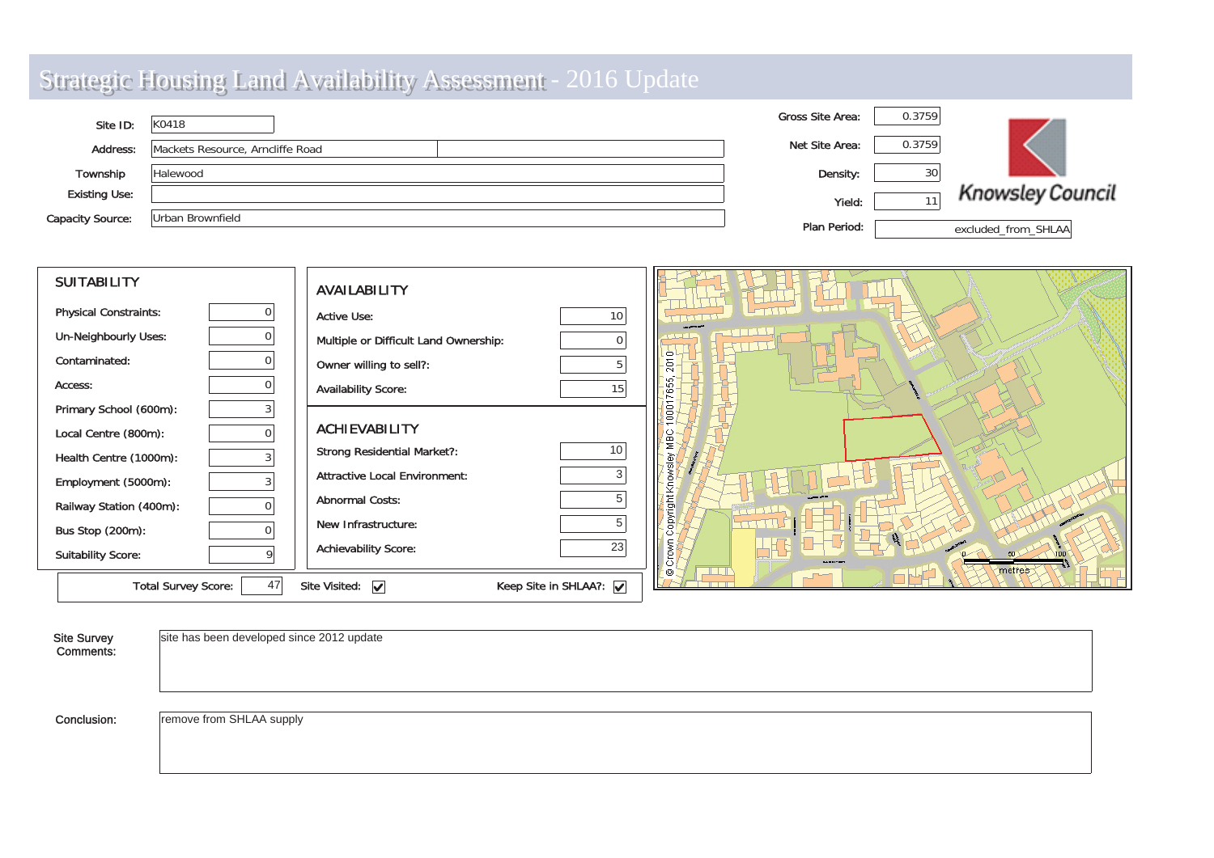# Strategic Housing Land Availability Assessment - 2016 Update

| | |
|---|---|
| Site ID: | K0418 |
| Address: | Mackets Resource, Arncliffe Road |
| Township | Halewood |
| Existing Use: | |
| Capacity Source: | Urban Brownfield |

| | |
|---|---|
| Gross Site Area: | 0.3759 |
| Net Site Area: | 0.3759 |
| Density: | 30 |
| Yield: | 11 |
| Plan Period: | excluded_from_SHLAA |

Knowsley Council

## SUITABILITY

| | |
|---|---|
| Physical Constraints: | 0 |
| Un-Neighbourly Uses: | 0 |
| Contaminated: | 0 |
| Access: | 0 |
| Primary School (600m): | 3 |
| Local Centre (800m): | 0 |
| Health Centre (1000m): | 3 |
| Employment (5000m): | 3 |
| Railway Station (400m): | 0 |
| Bus Stop (200m): | 0 |
| Suitability Score: | 9 |

## AVAILABILITY

| | |
|---|---|
| Active Use: | 10 |
| Multiple or Difficult Land Ownership: | 0 |
| Owner willing to sell?: | 5 |
| Availability Score: | 15 |

## ACHIEVABILITY

| | |
|---|---|
| Strong Residential Market?: | 10 |
| Attractive Local Environment: | 3 |
| Abnormal Costs: | 5 |
| New Infrastructure: | 5 |
| Achievability Score: | 23 |

Total Survey Score: 47 | Site Visited: ☑ | Keep Site in SHLAA?: ☑

© Crown Copyright Knowsley MBC 100017655, 2010

0 50 100 metres

**Site Survey Comments:** site has been developed since 2012 update

**Conclusion:** remove from SHLAA supply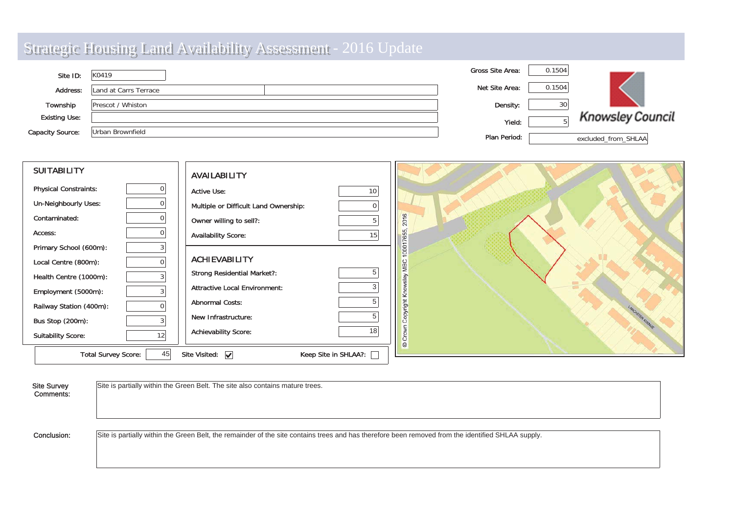# Strategic Housing Land Availability Assessment - 2016 Update

| | |
|---|---|
| Site ID: | K0419 |
| Address: | Land at Carrs Terrace |
| Township | Prescot / Whiston |
| Existing Use: | |
| Capacity Source: | Urban Brownfield |

| | |
|---|---|
| Gross Site Area: | 0.1504 |
| Net Site Area: | 0.1504 |
| Density: | 30 |
| Yield: | 5 |
| Plan Period: | excluded_from_SHLAA |

Knowsley Council

## SUITABILITY

| | |
|---|---|
| Physical Constraints: | 0 |
| Un-Neighbourly Uses: | 0 |
| Contaminated: | 0 |
| Access: | 0 |
| Primary School (600m): | 3 |
| Local Centre (800m): | 0 |
| Health Centre (1000m): | 3 |
| Employment (5000m): | 3 |
| Railway Station (400m): | 0 |
| Bus Stop (200m): | 3 |
| Suitability Score: | 12 |

## AVAILABILITY

| | |
|---|---|
| Active Use: | 10 |
| Multiple or Difficult Land Ownership: | 0 |
| Owner willing to sell?: | 5 |
| Availability Score: | 15 |

## ACHIEVABILITY

| | |
|---|---|
| Strong Residential Market?: | 5 |
| Attractive Local Environment: | 3 |
| Abnormal Costs: | 5 |
| New Infrastructure: | 5 |
| Achievability Score: | 18 |

Total Survey Score: 45 Site Visited: ☑ Keep Site in SHLAA?: ☐

© Crown Copyright Knowsley MBC 100017655, 2016

**Site Survey Comments:** Site is partially within the Green Belt. The site also contains mature trees.

**Conclusion:** Site is partially within the Green Belt, the remainder of the site contains trees and has therefore been removed from the identified SHLAA supply.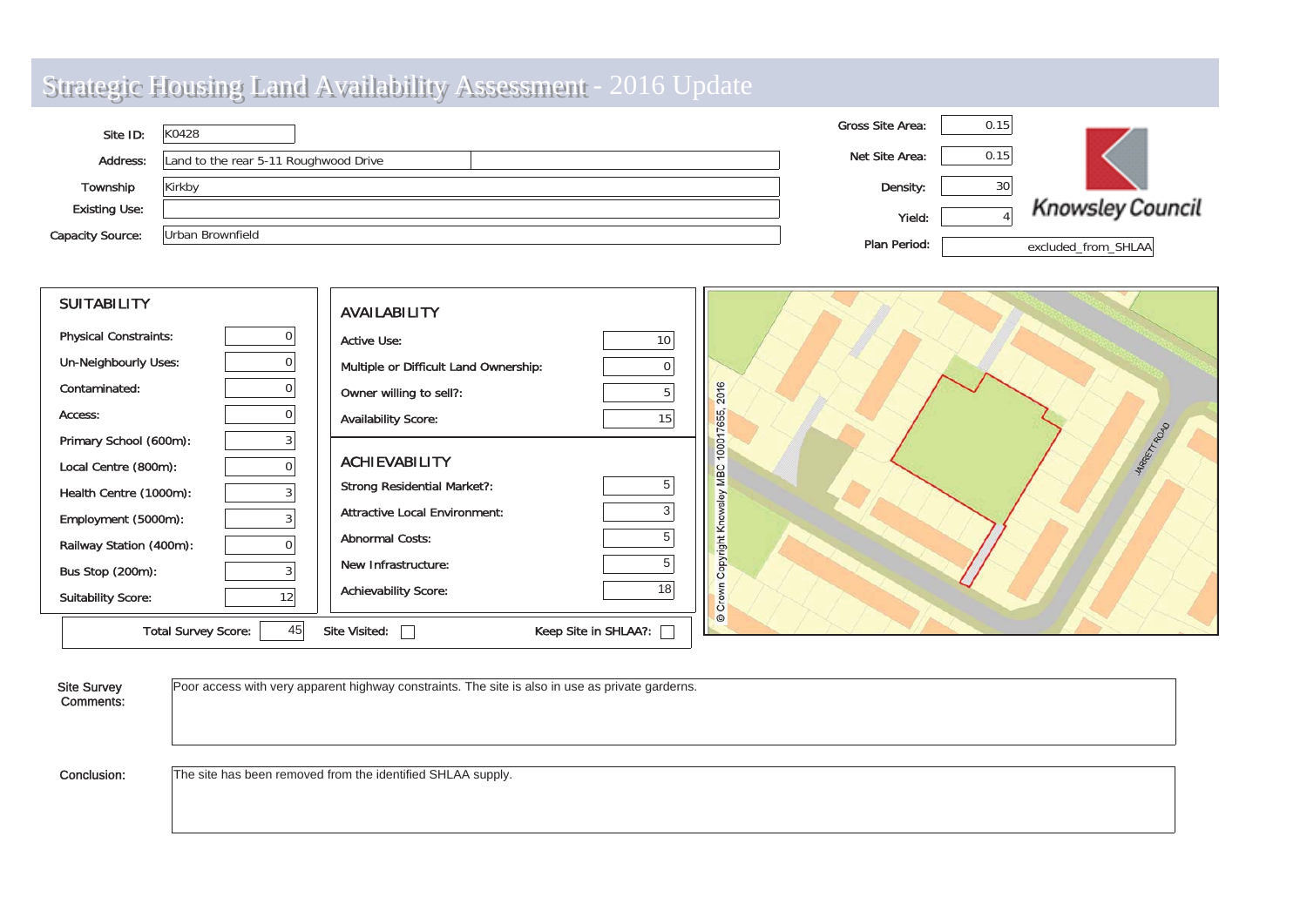# Strategic Housing Land Availability Assessment - 2016 Update

| | |
|---|---|
| Site ID: | K0428 |
| Address: | Land to the rear 5-11 Roughwood Drive |
| Township | Kirkby |
| Existing Use: | |
| Capacity Source: | Urban Brownfield |

| | |
|---|---|
| Gross Site Area: | 0.15 |
| Net Site Area: | 0.15 |
| Density: | 30 |
| Yield: | 4 |
| Plan Period: | excluded_from_SHLAA |

Knowsley Council

## SUITABILITY

| | |
|---|---|
| Physical Constraints: | 0 |
| Un-Neighbourly Uses: | 0 |
| Contaminated: | 0 |
| Access: | 0 |
| Primary School (600m): | 3 |
| Local Centre (800m): | 0 |
| Health Centre (1000m): | 3 |
| Employment (5000m): | 3 |
| Railway Station (400m): | 0 |
| Bus Stop (200m): | 3 |
| Suitability Score: | 12 |

## AVAILABILITY

| | |
|---|---|
| Active Use: | 10 |
| Multiple or Difficult Land Ownership: | 0 |
| Owner willing to sell?: | 5 |
| Availability Score: | 15 |

## ACHIEVABILITY

| | |
|---|---|
| Strong Residential Market?: | 5 |
| Attractive Local Environment: | 3 |
| Abnormal Costs: | 5 |
| New Infrastructure: | 5 |
| Achievability Score: | 18 |

Total Survey Score: 45 | Site Visited: ☐ | Keep Site in SHLAA?: ☐

© Crown Copyright Knowsley MBC 100017655, 2016

JARRETT ROAD

**Site Survey Comments:** Poor access with very apparent highway constraints. The site is also in use as private garderns.

**Conclusion:** The site has been removed from the identified SHLAA supply.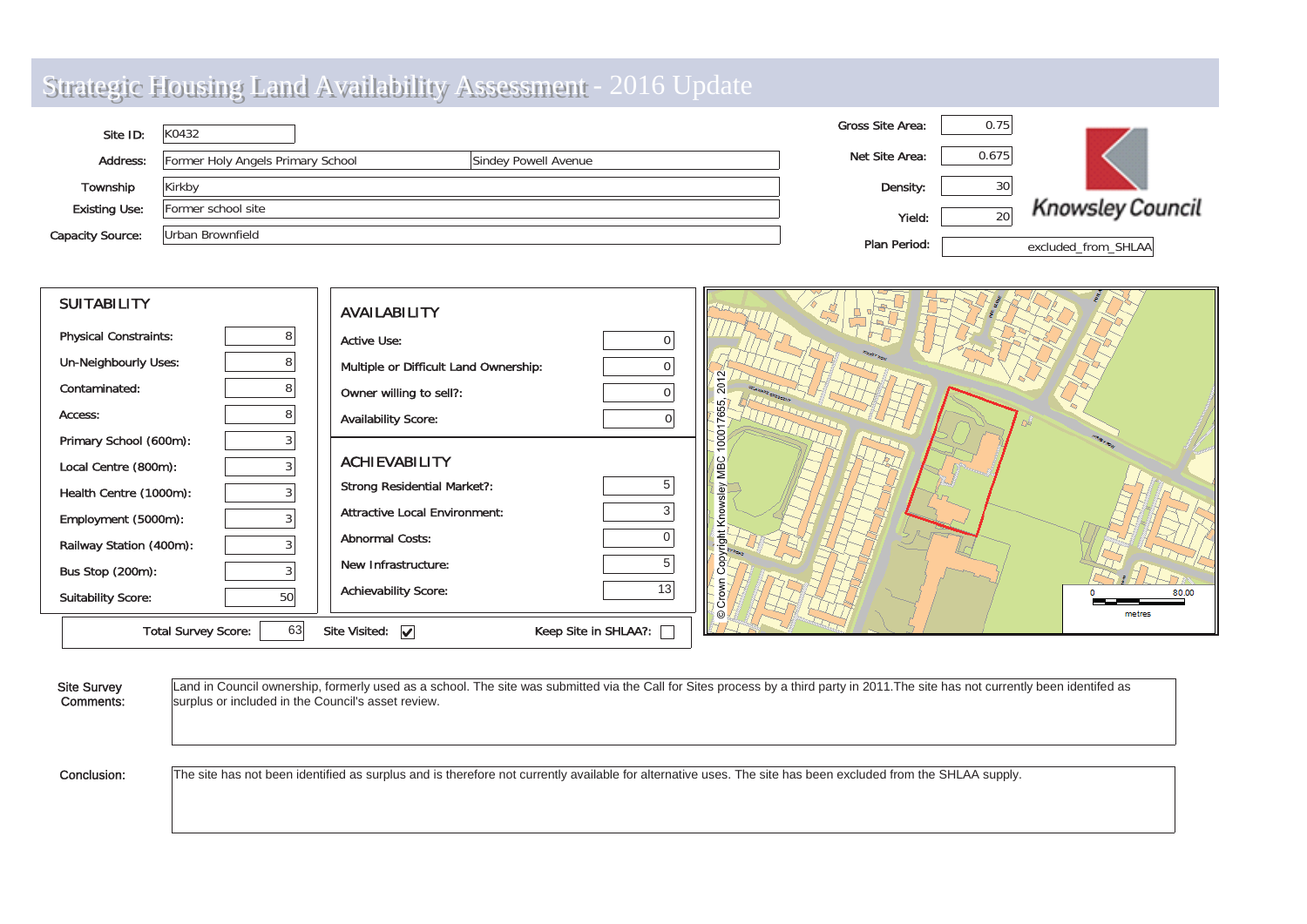# Strategic Housing Land Availability Assessment - 2016 Update

| | |
|---|---|
| Site ID: | K0432 |
| Address: | Former Holy Angels Primary School, Sindey Powell Avenue |
| Township | Kirkby |
| Existing Use: | Former school site |
| Capacity Source: | Urban Brownfield |

| | |
|---|---|
| Gross Site Area: | 0.75 |
| Net Site Area: | 0.675 |
| Density: | 30 |
| Yield: | 20 |
| Plan Period: | excluded_from_SHLAA |

Knowsley Council

## SUITABILITY

| | |
|---|---|
| Physical Constraints: | 8 |
| Un-Neighbourly Uses: | 8 |
| Contaminated: | 8 |
| Access: | 8 |
| Primary School (600m): | 3 |
| Local Centre (800m): | 3 |
| Health Centre (1000m): | 3 |
| Employment (5000m): | 3 |
| Railway Station (400m): | 3 |
| Bus Stop (200m): | 3 |
| Suitability Score: | 50 |

## AVAILABILITY

| | |
|---|---|
| Active Use: | 0 |
| Multiple or Difficult Land Ownership: | 0 |
| Owner willing to sell?: | 0 |
| Availability Score: | 0 |

## ACHIEVABILITY

| | |
|---|---|
| Strong Residential Market?: | 5 |
| Attractive Local Environment: | 3 |
| Abnormal Costs: | 0 |
| New Infrastructure: | 5 |
| Achievability Score: | 13 |

Total Survey Score: 63 | Site Visited: ☑ | Keep Site in SHLAA?: ☐

© Crown Copyright Knowsley MBC 100017655, 2012

0 — 80.00 metres

**Site Survey Comments:** Land in Council ownership, formerly used as a school. The site was submitted via the Call for Sites process by a third party in 2011.The site has not currently been identifed as surplus or included in the Council's asset review.

**Conclusion:** The site has not been identified as surplus and is therefore not currently available for alternative uses. The site has been excluded from the SHLAA supply.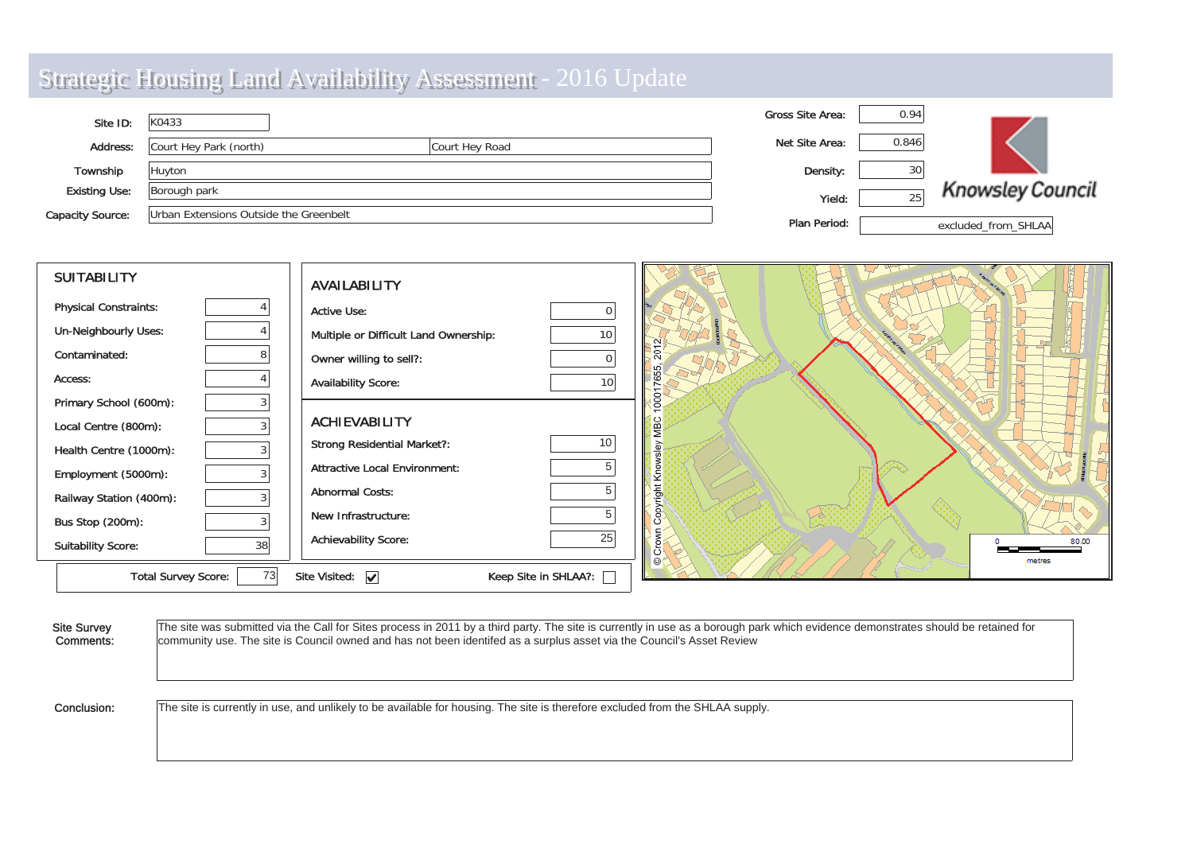# Strategic Housing Land Availability Assessment - 2016 Update

| | | | |
|---|---|---|---|
| Site ID: | K0433 | Gross Site Area: | 0.94 |
| Address: | Court Hey Park (north) — Court Hey Road | Net Site Area: | 0.846 |
| Township | Huyton | Density: | 30 |
| Existing Use: | Borough park | Yield: | 25 |
| Capacity Source: | Urban Extensions Outside the Greenbelt | Plan Period: | excluded_from_SHLAA |

Knowsley Council

## SUITABILITY

| | |
|---|---|
| Physical Constraints: | 4 |
| Un-Neighbourly Uses: | 4 |
| Contaminated: | 8 |
| Access: | 4 |
| Primary School (600m): | 3 |
| Local Centre (800m): | 3 |
| Health Centre (1000m): | 3 |
| Employment (5000m): | 3 |
| Railway Station (400m): | 3 |
| Bus Stop (200m): | 3 |
| Suitability Score: | 38 |

## AVAILABILITY

| | |
|---|---|
| Active Use: | 0 |
| Multiple or Difficult Land Ownership: | 10 |
| Owner willing to sell?: | 0 |
| Availability Score: | 10 |

## ACHIEVABILITY

| | |
|---|---|
| Strong Residential Market?: | 10 |
| Attractive Local Environment: | 5 |
| Abnormal Costs: | 5 |
| New Infrastructure: | 5 |
| Achievability Score: | 25 |

Total Survey Score: 73 | Site Visited: ☑ | Keep Site in SHLAA?: ☐

© Crown Copyright Knowsley MBC 100017655, 2012

0 — 80.00 metres

**Site Survey Comments:** The site was submitted via the Call for Sites process in 2011 by a third party. The site is currently in use as a borough park which evidence demonstrates should be retained for community use. The site is Council owned and has not been identifed as a surplus asset via the Council's Asset Review

**Conclusion:** The site is currently in use, and unlikely to be available for housing. The site is therefore excluded from the SHLAA supply.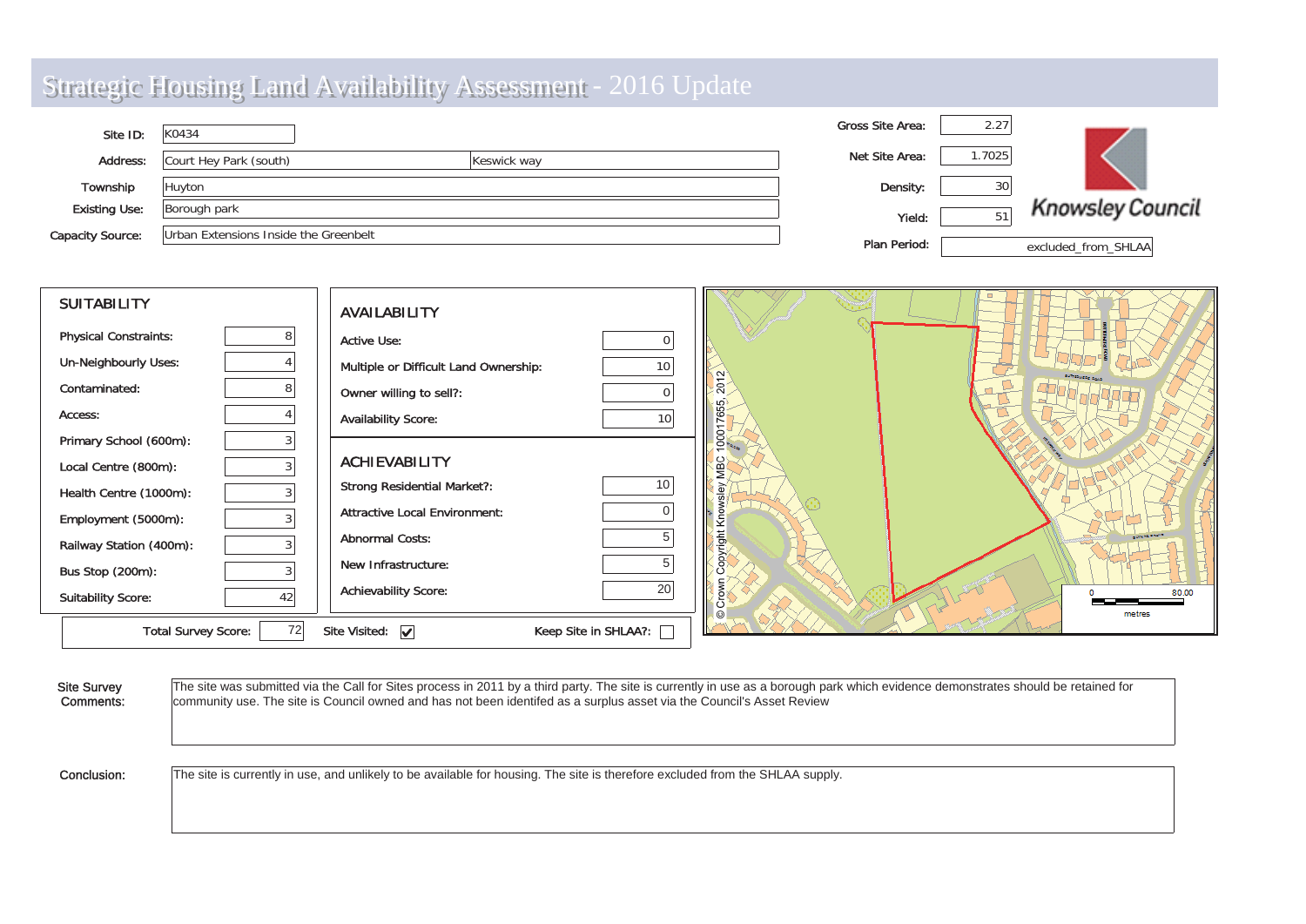# Strategic Housing Land Availability Assessment - 2016 Update

| | | |
|---|---|---|
| Site ID: | K0434 | |
| Address: | Court Hey Park (south) | Keswick way |
| Township | Huyton | |
| Existing Use: | Borough park | |
| Capacity Source: | Urban Extensions Inside the Greenbelt | |

| | |
|---|---|
| Gross Site Area: | 2.27 |
| Net Site Area: | 1.7025 |
| Density: | 30 |
| Yield: | 51 |
| Plan Period: | excluded_from_SHLAA |

Knowsley Council

## SUITABILITY

| | |
|---|---|
| Physical Constraints: | 8 |
| Un-Neighbourly Uses: | 4 |
| Contaminated: | 8 |
| Access: | 4 |
| Primary School (600m): | 3 |
| Local Centre (800m): | 3 |
| Health Centre (1000m): | 3 |
| Employment (5000m): | 3 |
| Railway Station (400m): | 3 |
| Bus Stop (200m): | 3 |
| Suitability Score: | 42 |

## AVAILABILITY

| | |
|---|---|
| Active Use: | 0 |
| Multiple or Difficult Land Ownership: | 10 |
| Owner willing to sell?: | 0 |
| Availability Score: | 10 |

## ACHIEVABILITY

| | |
|---|---|
| Strong Residential Market?: | 10 |
| Attractive Local Environment: | 0 |
| Abnormal Costs: | 5 |
| New Infrastructure: | 5 |
| Achievability Score: | 20 |

Total Survey Score: 72 Site Visited: ☑ Keep Site in SHLAA?: ☐

© Crown Copyright Knowsley MBC 100017655, 2012

0 80.00 metres

**Site Survey Comments:**

The site was submitted via the Call for Sites process in 2011 by a third party. The site is currently in use as a borough park which evidence demonstrates should be retained for community use. The site is Council owned and has not been identifed as a surplus asset via the Council's Asset Review

**Conclusion:**

The site is currently in use, and unlikely to be available for housing. The site is therefore excluded from the SHLAA supply.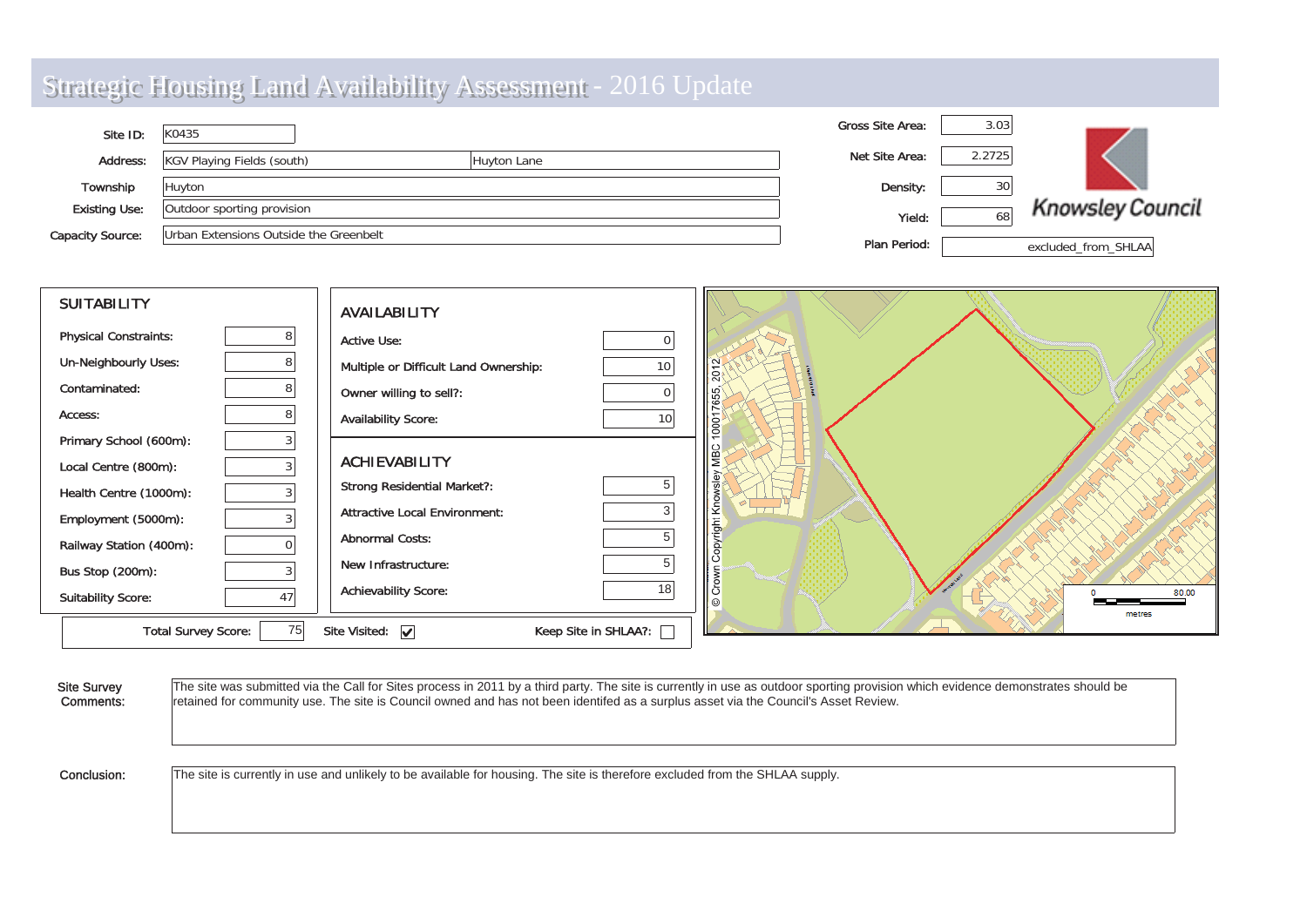# Strategic Housing Land Availability Assessment - 2016 Update

| | | | |
|---|---|---|---|
| Site ID: | K0435 | Gross Site Area: | 3.03 |
| Address: | KGV Playing Fields (south), Huyton Lane | Net Site Area: | 2.2725 |
| Township | Huyton | Density: | 30 |
| Existing Use: | Outdoor sporting provision | Yield: | 68 |
| Capacity Source: | Urban Extensions Outside the Greenbelt | Plan Period: | excluded_from_SHLAA |

Knowsley Council

## SUITABILITY

| | |
|---|---|
| Physical Constraints: | 8 |
| Un-Neighbourly Uses: | 8 |
| Contaminated: | 8 |
| Access: | 8 |
| Primary School (600m): | 3 |
| Local Centre (800m): | 3 |
| Health Centre (1000m): | 3 |
| Employment (5000m): | 3 |
| Railway Station (400m): | 0 |
| Bus Stop (200m): | 3 |
| Suitability Score: | 47 |

## AVAILABILITY

| | |
|---|---|
| Active Use: | 0 |
| Multiple or Difficult Land Ownership: | 10 |
| Owner willing to sell?: | 0 |
| Availability Score: | 10 |

## ACHIEVABILITY

| | |
|---|---|
| Strong Residential Market?: | 5 |
| Attractive Local Environment: | 3 |
| Abnormal Costs: | 5 |
| New Infrastructure: | 5 |
| Achievability Score: | 18 |

Total Survey Score: 75 Site Visited: ☑ Keep Site in SHLAA?: ☐

© Crown Copyright Knowsley MBC 100017655, 2012

0 80.00 metres

**Site Survey Comments:** The site was submitted via the Call for Sites process in 2011 by a third party. The site is currently in use as outdoor sporting provision which evidence demonstrates should be retained for community use. The site is Council owned and has not been identifed as a surplus asset via the Council's Asset Review.

**Conclusion:** The site is currently in use and unlikely to be available for housing. The site is therefore excluded from the SHLAA supply.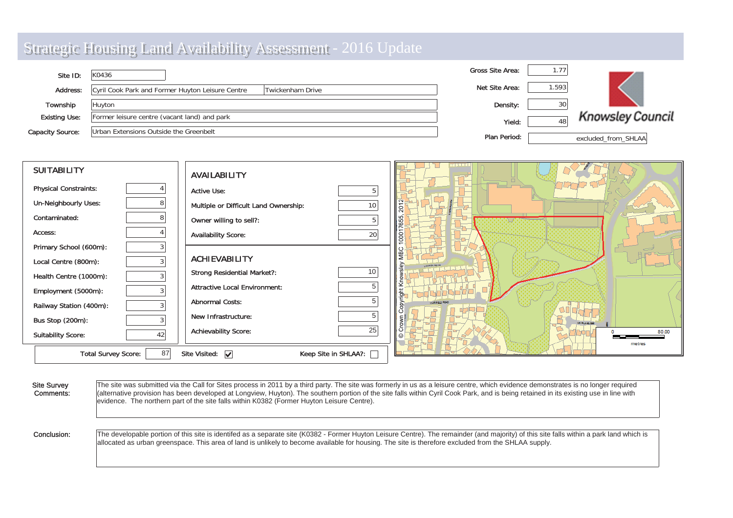# Strategic Housing Land Availability Assessment - 2016 Update

| | |
|---|---|
| Site ID: | K0436 |
| Address: | Cyril Cook Park and Former Huyton Leisure Centre, Twickenham Drive |
| Township | Huyton |
| Existing Use: | Former leisure centre (vacant land) and park |
| Capacity Source: | Urban Extensions Outside the Greenbelt |

| | |
|---|---|
| Gross Site Area: | 1.77 |
| Net Site Area: | 1.593 |
| Density: | 30 |
| Yield: | 48 |
| Plan Period: | excluded_from_SHLAA |

Knowsley Council

## SUITABILITY

| | |
|---|---|
| Physical Constraints: | 4 |
| Un-Neighbourly Uses: | 8 |
| Contaminated: | 8 |
| Access: | 4 |
| Primary School (600m): | 3 |
| Local Centre (800m): | 3 |
| Health Centre (1000m): | 3 |
| Employment (5000m): | 3 |
| Railway Station (400m): | 3 |
| Bus Stop (200m): | 3 |
| Suitability Score: | 42 |

## AVAILABILITY

| | |
|---|---|
| Active Use: | 5 |
| Multiple or Difficult Land Ownership: | 10 |
| Owner willing to sell?: | 5 |
| Availability Score: | 20 |

## ACHIEVABILITY

| | |
|---|---|
| Strong Residential Market?: | 10 |
| Attractive Local Environment: | 5 |
| Abnormal Costs: | 5 |
| New Infrastructure: | 5 |
| Achievability Score: | 25 |

Total Survey Score: 87 | Site Visited: ☑ | Keep Site in SHLAA?: ☐

© Crown Copyright Knowsley MBC 100017655, 2012

0 – 80.00 metres

**Site Survey Comments:**

The site was submitted via the Call for Sites process in 2011 by a third party. The site was formerly in us as a leisure centre, which evidence demonstrates is no longer required (alternative provision has been developed at Longview, Huyton). The southern portion of the site falls within Cyril Cook Park, and is being retained in its existing use in line with evidence. The northern part of the site falls within K0382 (Former Huyton Leisure Centre).

**Conclusion:**

The developable portion of this site is identifed as a separate site (K0382 - Former Huyton Leisure Centre). The remainder (and majority) of this site falls within a park land which is allocated as urban greenspace. This area of land is unlikely to become available for housing. The site is therefore excluded from the SHLAA supply.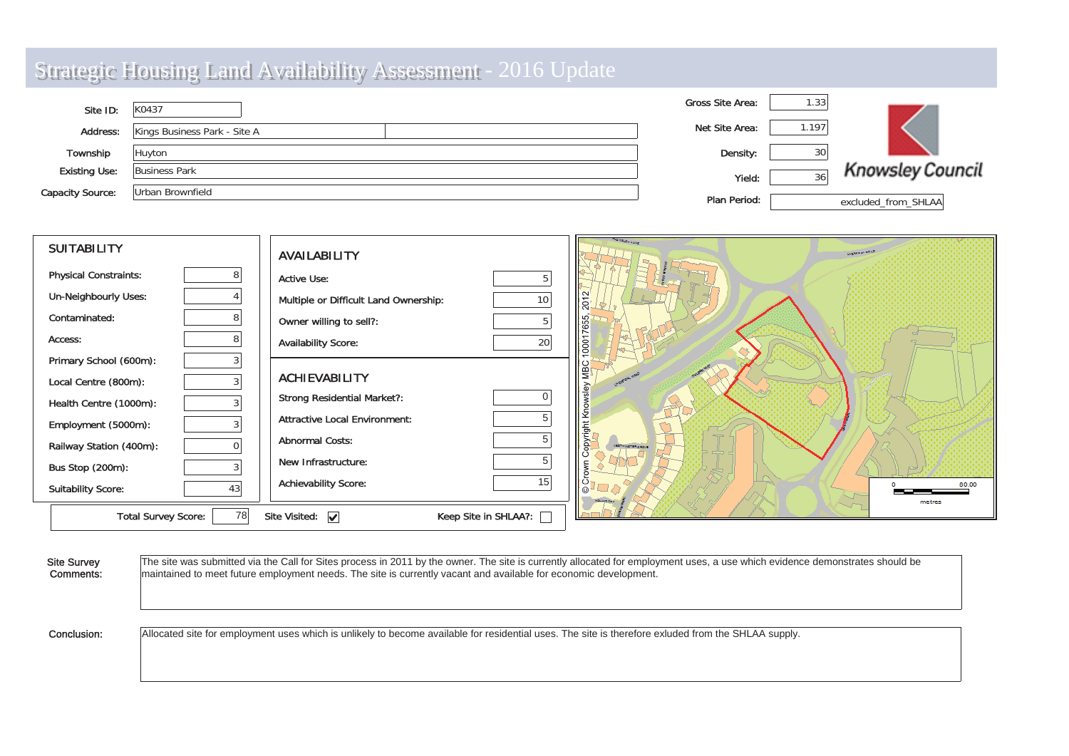# Strategic Housing Land Availability Assessment - 2016 Update

| | |
|---|---|
| Site ID: | K0437 |
| Address: | Kings Business Park - Site A |
| Township | Huyton |
| Existing Use: | Business Park |
| Capacity Source: | Urban Brownfield |

| | |
|---|---|
| Gross Site Area: | 1.33 |
| Net Site Area: | 1.197 |
| Density: | 30 |
| Yield: | 36 |
| Plan Period: | excluded_from_SHLAA |

Knowsley Council

## SUITABILITY

| | |
|---|---|
| Physical Constraints: | 8 |
| Un-Neighbourly Uses: | 4 |
| Contaminated: | 8 |
| Access: | 8 |
| Primary School (600m): | 3 |
| Local Centre (800m): | 3 |
| Health Centre (1000m): | 3 |
| Employment (5000m): | 3 |
| Railway Station (400m): | 0 |
| Bus Stop (200m): | 3 |
| Suitability Score: | 43 |

## AVAILABILITY

| | |
|---|---|
| Active Use: | 5 |
| Multiple or Difficult Land Ownership: | 10 |
| Owner willing to sell?: | 5 |
| Availability Score: | 20 |

## ACHIEVABILITY

| | |
|---|---|
| Strong Residential Market?: | 0 |
| Attractive Local Environment: | 5 |
| Abnormal Costs: | 5 |
| New Infrastructure: | 5 |
| Achievability Score: | 15 |

Total Survey Score: 78 | Site Visited: ☑ | Keep Site in SHLAA?: ☐

© Crown Copyright Knowsley MBC 100017655, 2012

0 — 80.00 metres

**Site Survey Comments:** The site was submitted via the Call for Sites process in 2011 by the owner. The site is currently allocated for employment uses, a use which evidence demonstrates should be maintained to meet future employment needs. The site is currently vacant and available for economic development.

**Conclusion:** Allocated site for employment uses which is unlikely to become available for residential uses. The site is therefore exluded from the SHLAA supply.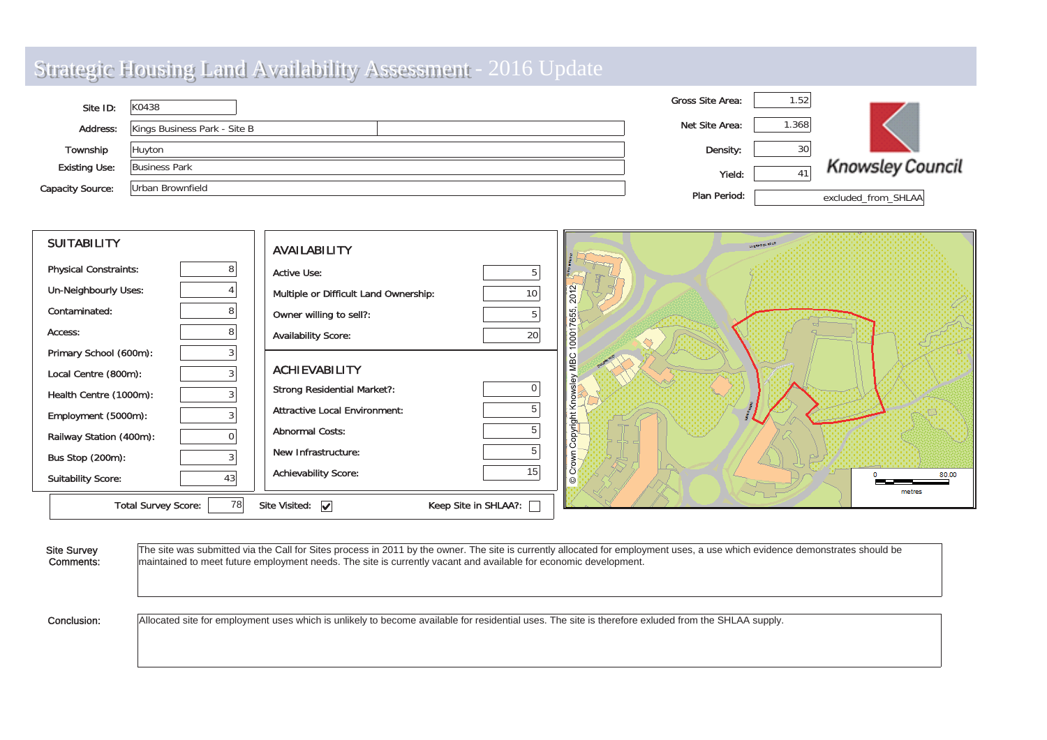# Strategic Housing Land Availability Assessment - 2016 Update

| | |
|---|---|
| Site ID: | K0438 |
| Address: | Kings Business Park - Site B |
| Township | Huyton |
| Existing Use: | Business Park |
| Capacity Source: | Urban Brownfield |

| | |
|---|---|
| Gross Site Area: | 1.52 |
| Net Site Area: | 1.368 |
| Density: | 30 |
| Yield: | 41 |
| Plan Period: | excluded_from_SHLAA |

Knowsley Council

## SUITABILITY

| | |
|---|---|
| Physical Constraints: | 8 |
| Un-Neighbourly Uses: | 4 |
| Contaminated: | 8 |
| Access: | 8 |
| Primary School (600m): | 3 |
| Local Centre (800m): | 3 |
| Health Centre (1000m): | 3 |
| Employment (5000m): | 3 |
| Railway Station (400m): | 0 |
| Bus Stop (200m): | 3 |
| Suitability Score: | 43 |

## AVAILABILITY

| | |
|---|---|
| Active Use: | 5 |
| Multiple or Difficult Land Ownership: | 10 |
| Owner willing to sell?: | 5 |
| Availability Score: | 20 |

## ACHIEVABILITY

| | |
|---|---|
| Strong Residential Market?: | 0 |
| Attractive Local Environment: | 5 |
| Abnormal Costs: | 5 |
| New Infrastructure: | 5 |
| Achievability Score: | 15 |

Total Survey Score: 78 | Site Visited: ☑ | Keep Site in SHLAA?: ☐

© Crown Copyright Knowsley MBC 100017655, 2012

0 80.00 metres

**Site Survey Comments:** The site was submitted via the Call for Sites process in 2011 by the owner. The site is currently allocated for employment uses, a use which evidence demonstrates should be maintained to meet future employment needs. The site is currently vacant and available for economic development.

**Conclusion:** Allocated site for employment uses which is unlikely to become available for residential uses. The site is therefore exluded from the SHLAA supply.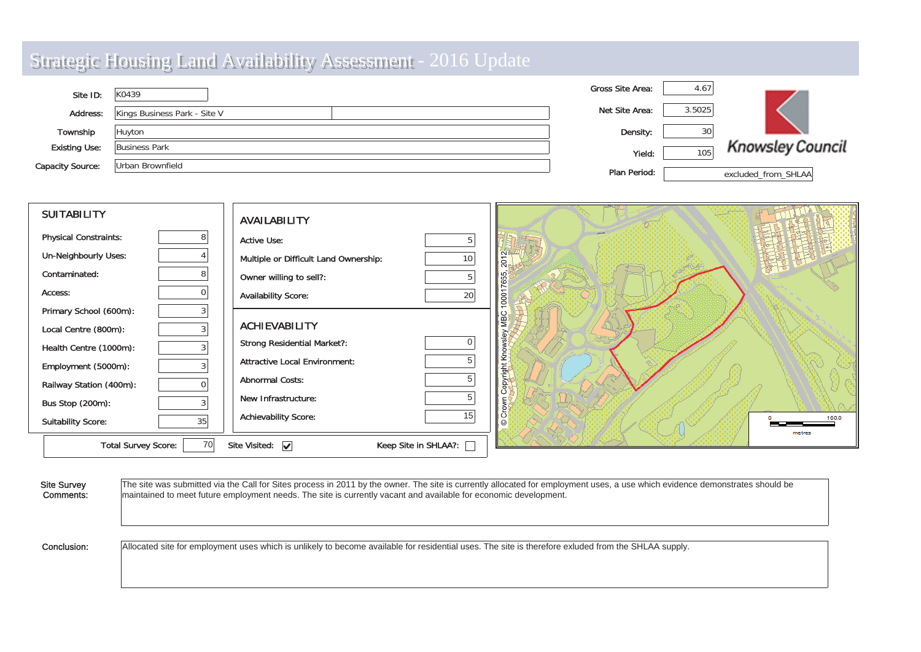# Strategic Housing Land Availability Assessment - 2016 Update

| | |
|---|---|
| Site ID: | K0439 |
| Address: | Kings Business Park - Site V |
| Township | Huyton |
| Existing Use: | Business Park |
| Capacity Source: | Urban Brownfield |

| | |
|---|---|
| Gross Site Area: | 4.67 |
| Net Site Area: | 3.5025 |
| Density: | 30 |
| Yield: | 105 |
| Plan Period: | excluded_from_SHLAA |

Knowsley Council

## SUITABILITY

| | |
|---|---|
| Physical Constraints: | 8 |
| Un-Neighbourly Uses: | 4 |
| Contaminated: | 8 |
| Access: | 0 |
| Primary School (600m): | 3 |
| Local Centre (800m): | 3 |
| Health Centre (1000m): | 3 |
| Employment (5000m): | 3 |
| Railway Station (400m): | 0 |
| Bus Stop (200m): | 3 |
| Suitability Score: | 35 |

## AVAILABILITY

| | |
|---|---|
| Active Use: | 5 |
| Multiple or Difficult Land Ownership: | 10 |
| Owner willing to sell?: | 5 |
| Availability Score: | 20 |

## ACHIEVABILITY

| | |
|---|---|
| Strong Residential Market?: | 0 |
| Attractive Local Environment: | 5 |
| Abnormal Costs: | 5 |
| New Infrastructure: | 5 |
| Achievability Score: | 15 |

Total Survey Score: 70 | Site Visited: ☑ | Keep Site in SHLAA?: ☐

© Crown Copyright Knowsley MBC 100017655, 2012

0 — 160.0 metres

**Site Survey Comments:** The site was submitted via the Call for Sites process in 2011 by the owner. The site is currently allocated for employment uses, a use which evidence demonstrates should be maintained to meet future employment needs. The site is currently vacant and available for economic development.

**Conclusion:** Allocated site for employment uses which is unlikely to become available for residential uses. The site is therefore exluded from the SHLAA supply.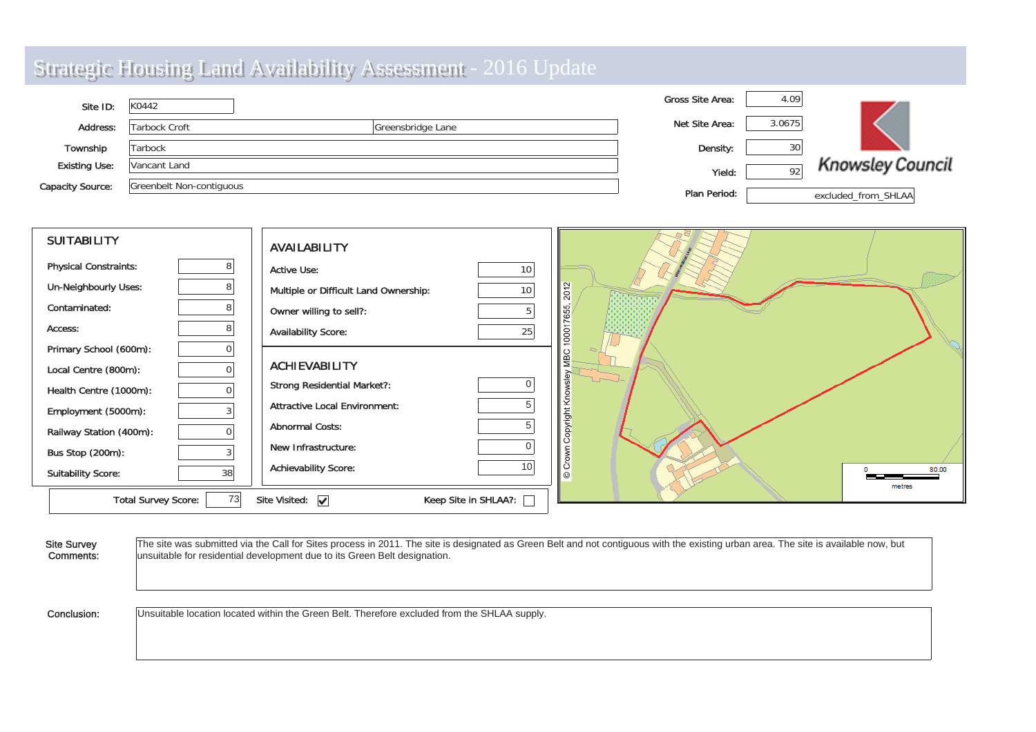# Strategic Housing Land Availability Assessment - 2016 Update

| | | |
|---|---|---|
| Site ID: | K0442 | |
| Address: | Tarbock Croft | Greensbridge Lane |
| Township | Tarbock | |
| Existing Use: | Vancant Land | |
| Capacity Source: | Greenbelt Non-contiguous | |

| | |
|---|---|
| Gross Site Area: | 4.09 |
| Net Site Area: | 3.0675 |
| Density: | 30 |
| Yield: | 92 |
| Plan Period: | excluded_from_SHLAA |

Knowsley Council

## SUITABILITY

| | |
|---|---|
| Physical Constraints: | 8 |
| Un-Neighbourly Uses: | 8 |
| Contaminated: | 8 |
| Access: | 8 |
| Primary School (600m): | 0 |
| Local Centre (800m): | 0 |
| Health Centre (1000m): | 0 |
| Employment (5000m): | 3 |
| Railway Station (400m): | 0 |
| Bus Stop (200m): | 3 |
| Suitability Score: | 38 |

## AVAILABILITY

| | |
|---|---|
| Active Use: | 10 |
| Multiple or Difficult Land Ownership: | 10 |
| Owner willing to sell?: | 5 |
| Availability Score: | 25 |

## ACHIEVABILITY

| | |
|---|---|
| Strong Residential Market?: | 0 |
| Attractive Local Environment: | 5 |
| Abnormal Costs: | 5 |
| New Infrastructure: | 0 |
| Achievability Score: | 10 |

Total Survey Score: 73 | Site Visited: ☑ | Keep Site in SHLAA?: ☐

© Crown Copyright Knowsley MBC 100017655, 2012

0 — 80.00 metres

**Site Survey Comments:** The site was submitted via the Call for Sites process in 2011. The site is designated as Green Belt and not contiguous with the existing urban area. The site is available now, but unsuitable for residential development due to its Green Belt designation.

**Conclusion:** Unsuitable location located within the Green Belt. Therefore excluded from the SHLAA supply.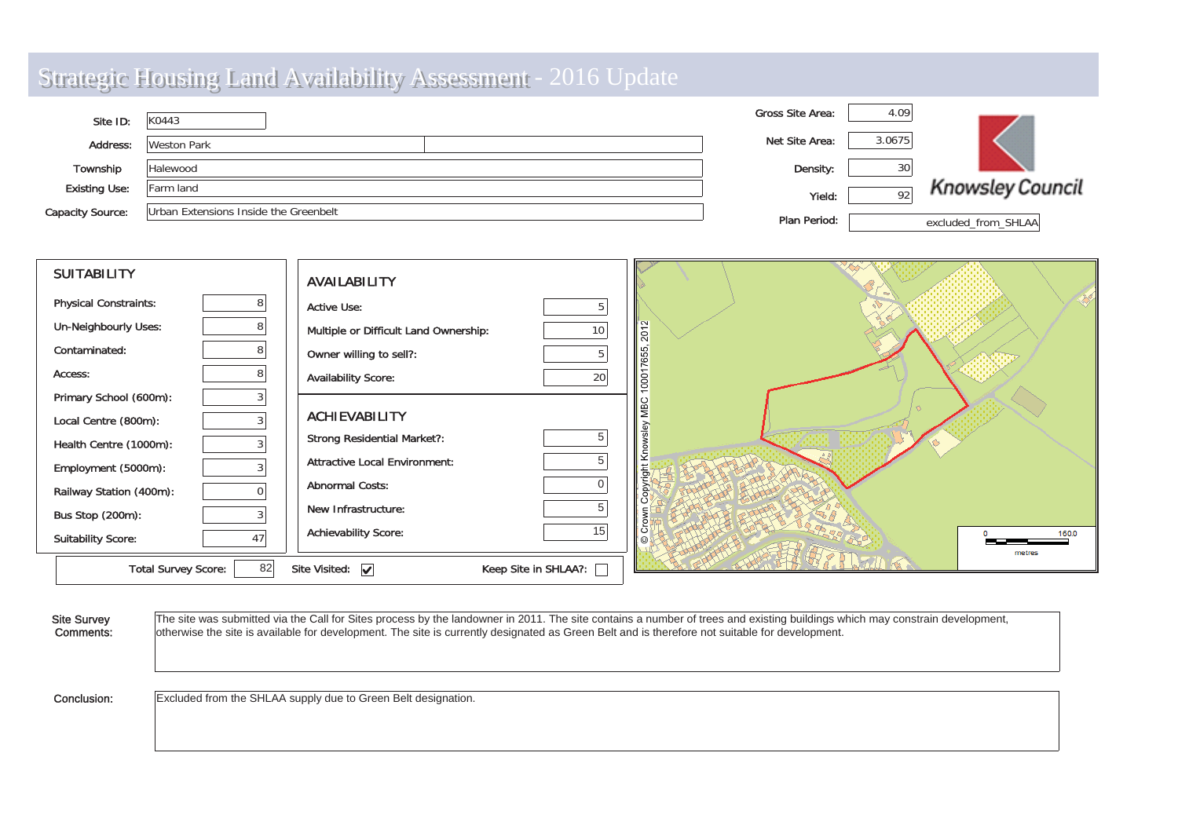# Strategic Housing Land Availability Assessment - 2016 Update

| | |
|---|---|
| Site ID: | K0443 |
| Address: | Weston Park |
| Township | Halewood |
| Existing Use: | Farm land |
| Capacity Source: | Urban Extensions Inside the Greenbelt |

| | |
|---|---|
| Gross Site Area: | 4.09 |
| Net Site Area: | 3.0675 |
| Density: | 30 |
| Yield: | 92 |
| Plan Period: | excluded_from_SHLAA |

Knowsley Council

## SUITABILITY

| | |
|---|---|
| Physical Constraints: | 8 |
| Un-Neighbourly Uses: | 8 |
| Contaminated: | 8 |
| Access: | 8 |
| Primary School (600m): | 3 |
| Local Centre (800m): | 3 |
| Health Centre (1000m): | 3 |
| Employment (5000m): | 3 |
| Railway Station (400m): | 0 |
| Bus Stop (200m): | 3 |
| Suitability Score: | 47 |

## AVAILABILITY

| | |
|---|---|
| Active Use: | 5 |
| Multiple or Difficult Land Ownership: | 10 |
| Owner willing to sell?: | 5 |
| Availability Score: | 20 |

## ACHIEVABILITY

| | |
|---|---|
| Strong Residential Market?: | 5 |
| Attractive Local Environment: | 5 |
| Abnormal Costs: | 0 |
| New Infrastructure: | 5 |
| Achievability Score: | 15 |

Total Survey Score: 82 | Site Visited: ☑ | Keep Site in SHLAA?: ☐

© Crown Copyright Knowsley MBC 100017655, 2012

0 160.0
metres

**Site Survey Comments:** The site was submitted via the Call for Sites process by the landowner in 2011. The site contains a number of trees and existing buildings which may constrain development, otherwise the site is available for development. The site is currently designated as Green Belt and is therefore not suitable for development.

**Conclusion:** Excluded from the SHLAA supply due to Green Belt designation.